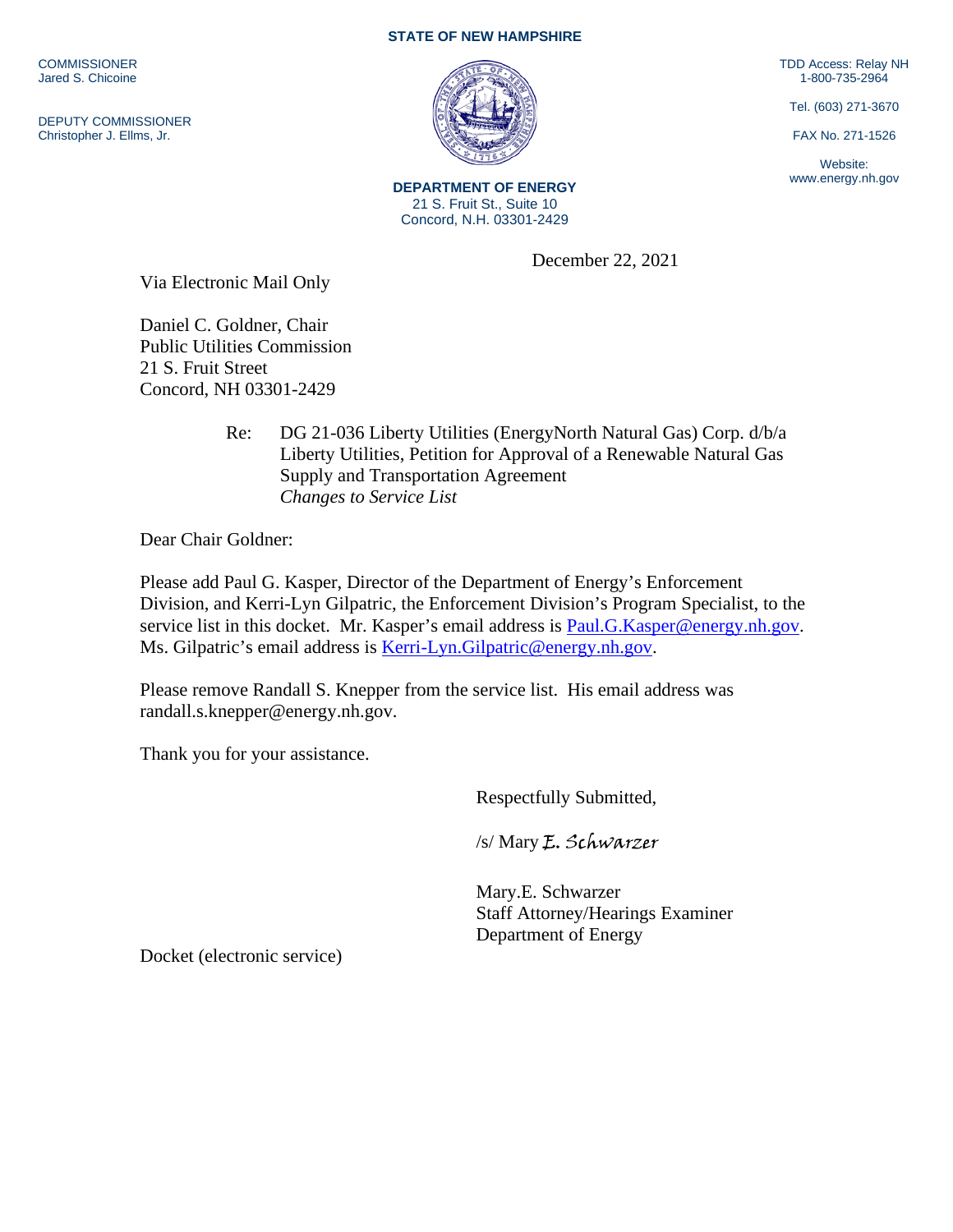STATE OF NEW HAMPSHIRE

COMMISSIONER
Jared S. Chicoine

DEPUTY COMMISSIONER
Christopher J. Ellms, Jr.

TDD Access: Relay NH
1-800-735-2964

Tel. (603) 271-3670

FAX No. 271-1526

Website:
www.energy.nh.gov

**DEPARTMENT OF ENERGY**
21 S. Fruit St., Suite 10
Concord, N.H. 03301-2429

December 22, 2021

Via Electronic Mail Only

Daniel C. Goldner, Chair
Public Utilities Commission
21 S. Fruit Street
Concord, NH 03301-2429

Re: DG 21-036 Liberty Utilities (EnergyNorth Natural Gas) Corp. d/b/a Liberty Utilities, Petition for Approval of a Renewable Natural Gas Supply and Transportation Agreement
*Changes to Service List*

Dear Chair Goldner:

Please add Paul G. Kasper, Director of the Department of Energy's Enforcement Division, and Kerri-Lyn Gilpatric, the Enforcement Division's Program Specialist, to the service list in this docket. Mr. Kasper's email address is Paul.G.Kasper@energy.nh.gov. Ms. Gilpatric's email address is Kerri-Lyn.Gilpatric@energy.nh.gov.

Please remove Randall S. Knepper from the service list. His email address was randall.s.knepper@energy.nh.gov.

Thank you for your assistance.

Respectfully Submitted,

/s/ Mary *E. Schwarzer*

Mary.E. Schwarzer
Staff Attorney/Hearings Examiner
Department of Energy

Docket (electronic service)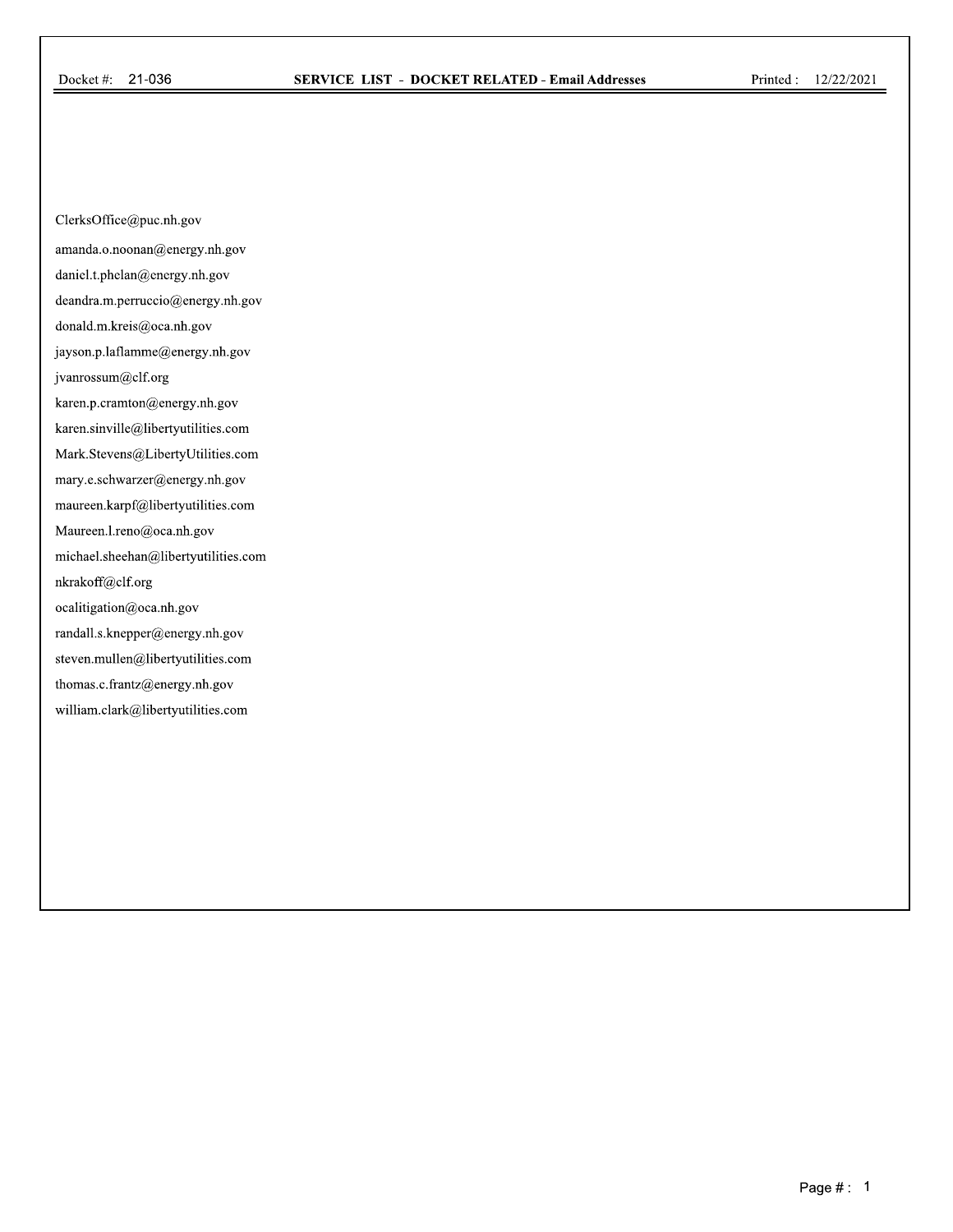Docket #: 21-036

**SERVICE LIST - DOCKET RELATED - Email Addresses**

Printed : 12/22/2021

ClerksOffice@puc.nh.gov

amanda.o.noonan@energy.nh.gov

daniel.t.phelan@energy.nh.gov

deandra.m.perruccio@energy.nh.gov

donald.m.kreis@oca.nh.gov

jayson.p.laflamme@energy.nh.gov

jvanrossum@clf.org

karen.p.cramton@energy.nh.gov

karen.sinville@libertyutilities.com

Mark.Stevens@LibertyUtilities.com

mary.e.schwarzer@energy.nh.gov

maureen.karpf@libertyutilities.com

Maureen.l.reno@oca.nh.gov

michael.sheehan@libertyutilities.com

nkrakoff@clf.org

ocalitigation@oca.nh.gov

randall.s.knepper@energy.nh.gov

steven.mullen@libertyutilities.com

thomas.c.frantz@energy.nh.gov

william.clark@libertyutilities.com